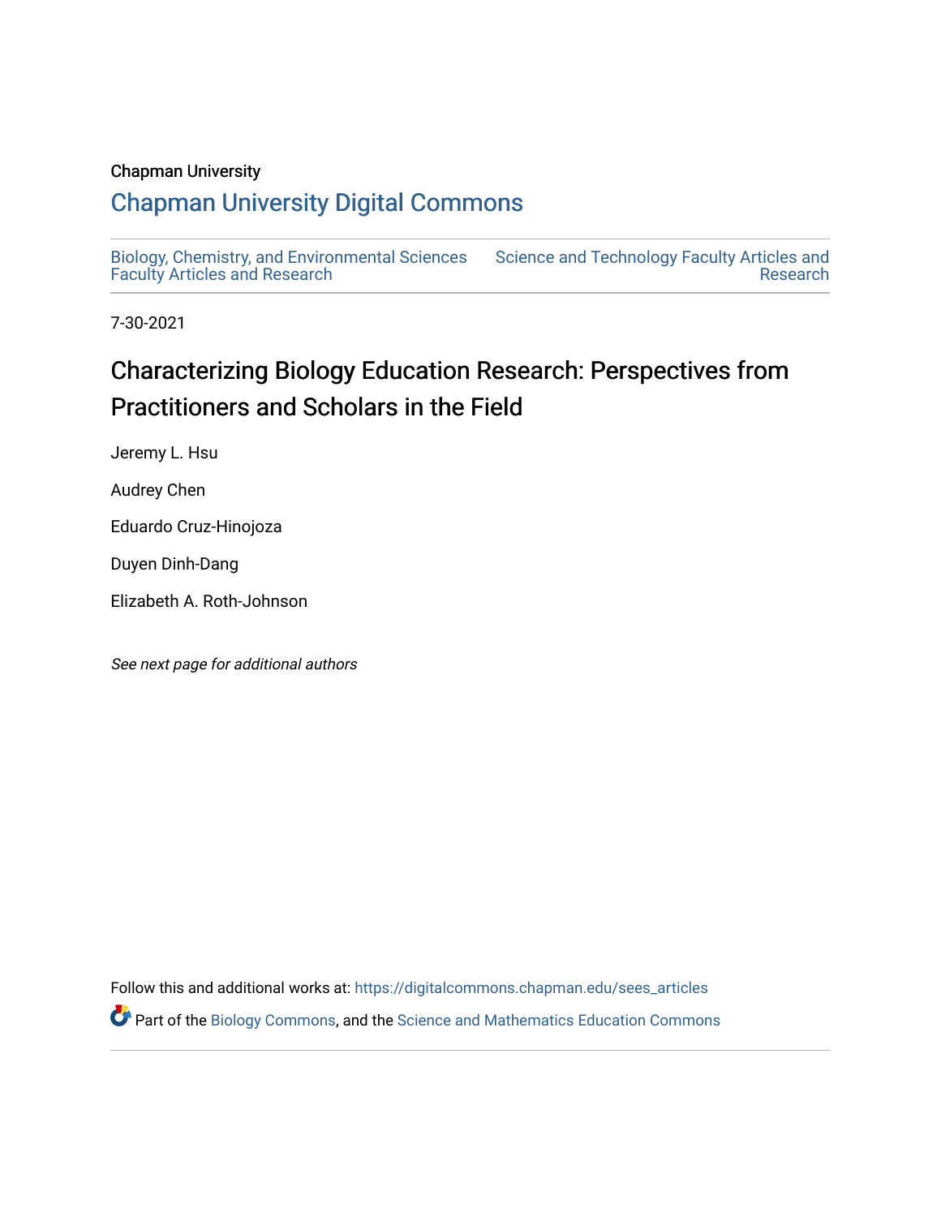Chapman University

# Chapman University Digital Commons

Biology, Chemistry, and Environmental Sciences Faculty Articles and Research

Science and Technology Faculty Articles and Research

7-30-2021

# Characterizing Biology Education Research: Perspectives from Practitioners and Scholars in the Field

Jeremy L. Hsu

Audrey Chen

Eduardo Cruz-Hinojoza

Duyen Dinh-Dang

Elizabeth A. Roth-Johnson

*See next page for additional authors*

Follow this and additional works at: https://digitalcommons.chapman.edu/sees_articles

Part of the Biology Commons, and the Science and Mathematics Education Commons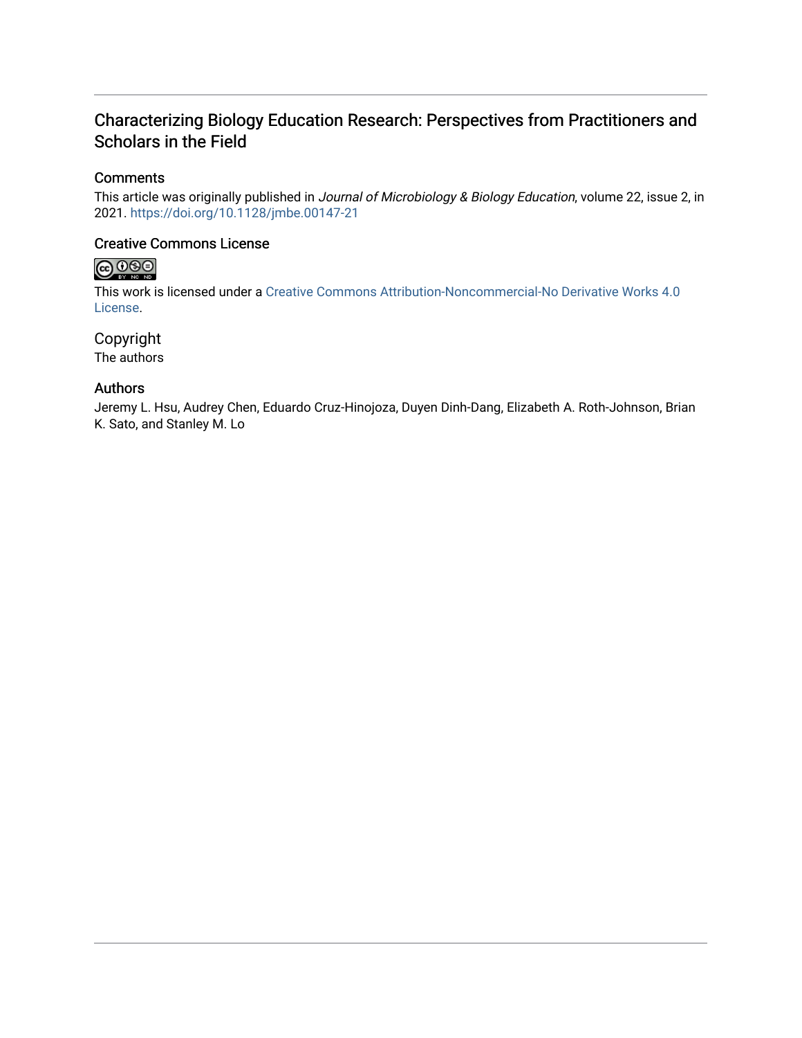# Characterizing Biology Education Research: Perspectives from Practitioners and Scholars in the Field

## Comments

This article was originally published in *Journal of Microbiology & Biology Education*, volume 22, issue 2, in 2021. https://doi.org/10.1128/jmbe.00147-21

## Creative Commons License

This work is licensed under a Creative Commons Attribution-Noncommercial-No Derivative Works 4.0 License.

## Copyright

The authors

## Authors

Jeremy L. Hsu, Audrey Chen, Eduardo Cruz-Hinojoza, Duyen Dinh-Dang, Elizabeth A. Roth-Johnson, Brian K. Sato, and Stanley M. Lo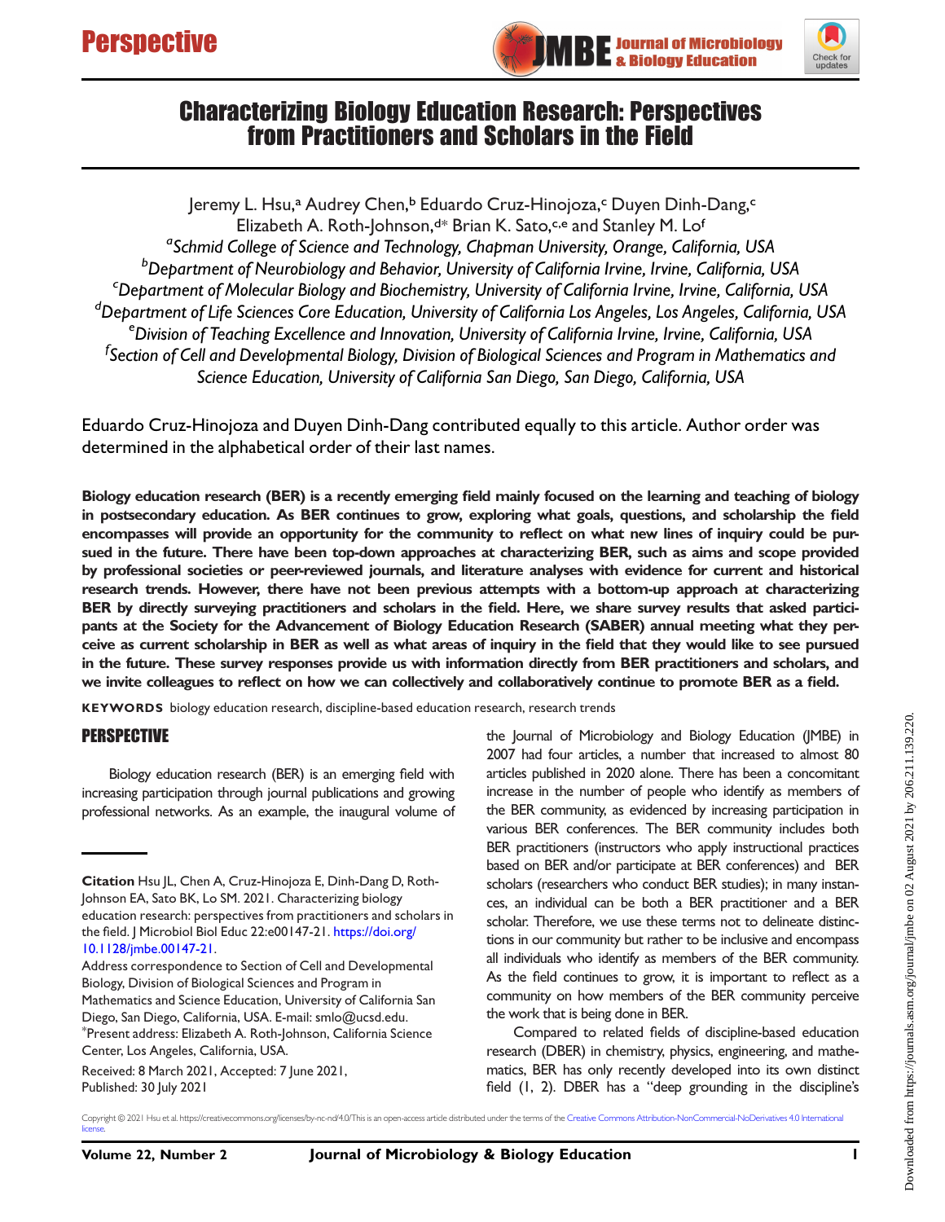# Characterizing Biology Education Research: Perspectives from Practitioners and Scholars in the Field

Jeremy L. Hsu,[a] Audrey Chen,[b] Eduardo Cruz-Hinojoza,[c] Duyen Dinh-Dang,[c] Elizabeth A. Roth-Johnson,[d*] Brian K. Sato,[c,e] and Stanley M. Lo[f]

[a]*Schmid College of Science and Technology, Chapman University, Orange, California, USA*
[b]*Department of Neurobiology and Behavior, University of California Irvine, Irvine, California, USA*
[c]*Department of Molecular Biology and Biochemistry, University of California Irvine, Irvine, California, USA*
[d]*Department of Life Sciences Core Education, University of California Los Angeles, Los Angeles, California, USA*
[e]*Division of Teaching Excellence and Innovation, University of California Irvine, Irvine, California, USA*
[f]*Section of Cell and Developmental Biology, Division of Biological Sciences and Program in Mathematics and Science Education, University of California San Diego, San Diego, California, USA*

Eduardo Cruz-Hinojoza and Duyen Dinh-Dang contributed equally to this article. Author order was determined in the alphabetical order of their last names.

**Biology education research (BER) is a recently emerging field mainly focused on the learning and teaching of biology in postsecondary education. As BER continues to grow, exploring what goals, questions, and scholarship the field encompasses will provide an opportunity for the community to reflect on what new lines of inquiry could be pursued in the future. There have been top-down approaches at characterizing BER, such as aims and scope provided by professional societies or peer-reviewed journals, and literature analyses with evidence for current and historical research trends. However, there have not been previous attempts with a bottom-up approach at characterizing BER by directly surveying practitioners and scholars in the field. Here, we share survey results that asked participants at the Society for the Advancement of Biology Education Research (SABER) annual meeting what they perceive as current scholarship in BER as well as what areas of inquiry in the field that they would like to see pursued in the future. These survey responses provide us with information directly from BER practitioners and scholars, and we invite colleagues to reflect on how we can collectively and collaboratively continue to promote BER as a field.**

**KEYWORDS** biology education research, discipline-based education research, research trends

## PERSPECTIVE

Biology education research (BER) is an emerging field with increasing participation through journal publications and growing professional networks. As an example, the inaugural volume of the Journal of Microbiology and Biology Education (JMBE) in 2007 had four articles, a number that increased to almost 80 articles published in 2020 alone. There has been a concomitant increase in the number of people who identify as members of the BER community, as evidenced by increasing participation in various BER conferences. The BER community includes both BER practitioners (instructors who apply instructional practices based on BER and/or participate at BER conferences) and BER scholars (researchers who conduct BER studies); in many instances, an individual can be both a BER practitioner and a BER scholar. Therefore, we use these terms not to delineate distinctions in our community but rather to be inclusive and encompass all individuals who identify as members of the BER community. As the field continues to grow, it is important to reflect as a community on how members of the BER community perceive the work that is being done in BER.

Compared to related fields of discipline-based education research (DBER) in chemistry, physics, engineering, and mathematics, BER has only recently developed into its own distinct field (1, 2). DBER has a "deep grounding in the discipline's

**Citation** Hsu JL, Chen A, Cruz-Hinojoza E, Dinh-Dang D, Roth-Johnson EA, Sato BK, Lo SM. 2021. Characterizing biology education research: perspectives from practitioners and scholars in the field. J Microbiol Biol Educ 22:e00147-21. https://doi.org/10.1128/jmbe.00147-21.

Address correspondence to Section of Cell and Developmental Biology, Division of Biological Sciences and Program in Mathematics and Science Education, University of California San Diego, San Diego, California, USA. E-mail: smlo@ucsd.edu.

*Present address: Elizabeth A. Roth-Johnson, California Science Center, Los Angeles, California, USA.

Received: 8 March 2021, Accepted: 7 June 2021, Published: 30 July 2021

Copyright © 2021 Hsu et al. https://creativecommons.org/licenses/by-nc-nd/4.0/This is an open-access article distributed under the terms of the Creative Commons Attribution-NonCommercial-NoDerivatives 4.0 International license.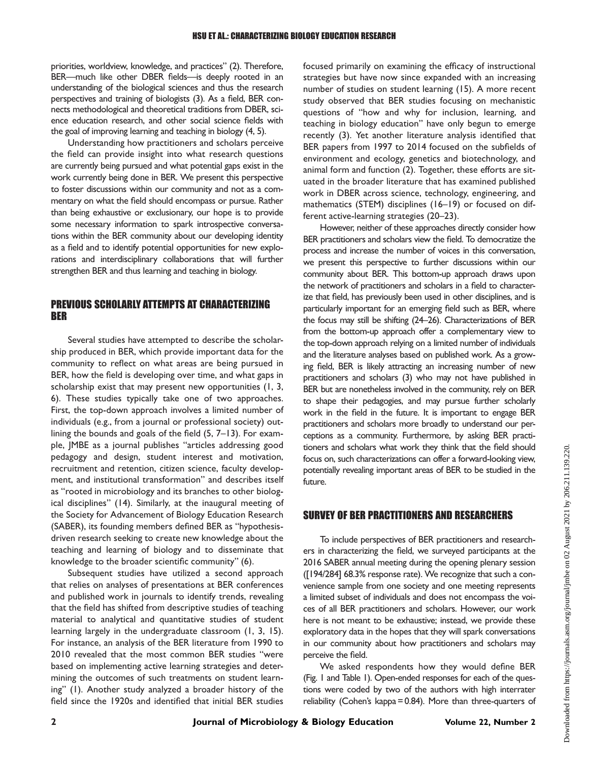priorities, worldview, knowledge, and practices" (2). Therefore, BER—much like other DBER fields—is deeply rooted in an understanding of the biological sciences and thus the research perspectives and training of biologists (3). As a field, BER connects methodological and theoretical traditions from DBER, science education research, and other social science fields with the goal of improving learning and teaching in biology (4, 5).

Understanding how practitioners and scholars perceive the field can provide insight into what research questions are currently being pursued and what potential gaps exist in the work currently being done in BER. We present this perspective to foster discussions within our community and not as a commentary on what the field should encompass or pursue. Rather than being exhaustive or exclusionary, our hope is to provide some necessary information to spark introspective conversations within the BER community about our developing identity as a field and to identify potential opportunities for new explorations and interdisciplinary collaborations that will further strengthen BER and thus learning and teaching in biology.

## PREVIOUS SCHOLARLY ATTEMPTS AT CHARACTERIZING BER

Several studies have attempted to describe the scholarship produced in BER, which provide important data for the community to reflect on what areas are being pursued in BER, how the field is developing over time, and what gaps in scholarship exist that may present new opportunities (1, 3, 6). These studies typically take one of two approaches. First, the top-down approach involves a limited number of individuals (e.g., from a journal or professional society) outlining the bounds and goals of the field (5, 7–13). For example, JMBE as a journal publishes "articles addressing good pedagogy and design, student interest and motivation, recruitment and retention, citizen science, faculty development, and institutional transformation" and describes itself as "rooted in microbiology and its branches to other biological disciplines" (14). Similarly, at the inaugural meeting of the Society for Advancement of Biology Education Research (SABER), its founding members defined BER as "hypothesis-driven research seeking to create new knowledge about the teaching and learning of biology and to disseminate that knowledge to the broader scientific community" (6).

Subsequent studies have utilized a second approach that relies on analyses of presentations at BER conferences and published work in journals to identify trends, revealing that the field has shifted from descriptive studies of teaching material to analytical and quantitative studies of student learning largely in the undergraduate classroom (1, 3, 15). For instance, an analysis of the BER literature from 1990 to 2010 revealed that the most common BER studies "were based on implementing active learning strategies and determining the outcomes of such treatments on student learning" (1). Another study analyzed a broader history of the field since the 1920s and identified that initial BER studies focused primarily on examining the efficacy of instructional strategies but have now since expanded with an increasing number of studies on student learning (15). A more recent study observed that BER studies focusing on mechanistic questions of "how and why for inclusion, learning, and teaching in biology education" have only begun to emerge recently (3). Yet another literature analysis identified that BER papers from 1997 to 2014 focused on the subfields of environment and ecology, genetics and biotechnology, and animal form and function (2). Together, these efforts are situated in the broader literature that has examined published work in DBER across science, technology, engineering, and mathematics (STEM) disciplines (16–19) or focused on different active-learning strategies (20–23).

However, neither of these approaches directly consider how BER practitioners and scholars view the field. To democratize the process and increase the number of voices in this conversation, we present this perspective to further discussions within our community about BER. This bottom-up approach draws upon the network of practitioners and scholars in a field to characterize that field, has previously been used in other disciplines, and is particularly important for an emerging field such as BER, where the focus may still be shifting (24–26). Characterizations of BER from the bottom-up approach offer a complementary view to the top-down approach relying on a limited number of individuals and the literature analyses based on published work. As a growing field, BER is likely attracting an increasing number of new practitioners and scholars (3) who may not have published in BER but are nonetheless involved in the community, rely on BER to shape their pedagogies, and may pursue further scholarly work in the field in the future. It is important to engage BER practitioners and scholars more broadly to understand our perceptions as a community. Furthermore, by asking BER practitioners and scholars what work they think that the field should focus on, such characterizations can offer a forward-looking view, potentially revealing important areas of BER to be studied in the future.

## SURVEY OF BER PRACTITIONERS AND RESEARCHERS

To include perspectives of BER practitioners and researchers in characterizing the field, we surveyed participants at the 2016 SABER annual meeting during the opening plenary session ([194/284] 68.3% response rate). We recognize that such a convenience sample from one society and one meeting represents a limited subset of individuals and does not encompass the voices of all BER practitioners and scholars. However, our work here is not meant to be exhaustive; instead, we provide these exploratory data in the hopes that they will spark conversations in our community about how practitioners and scholars may perceive the field.

We asked respondents how they would define BER (Fig. 1 and Table 1). Open-ended responses for each of the questions were coded by two of the authors with high interrater reliability (Cohen's kappa = 0.84). More than three-quarters of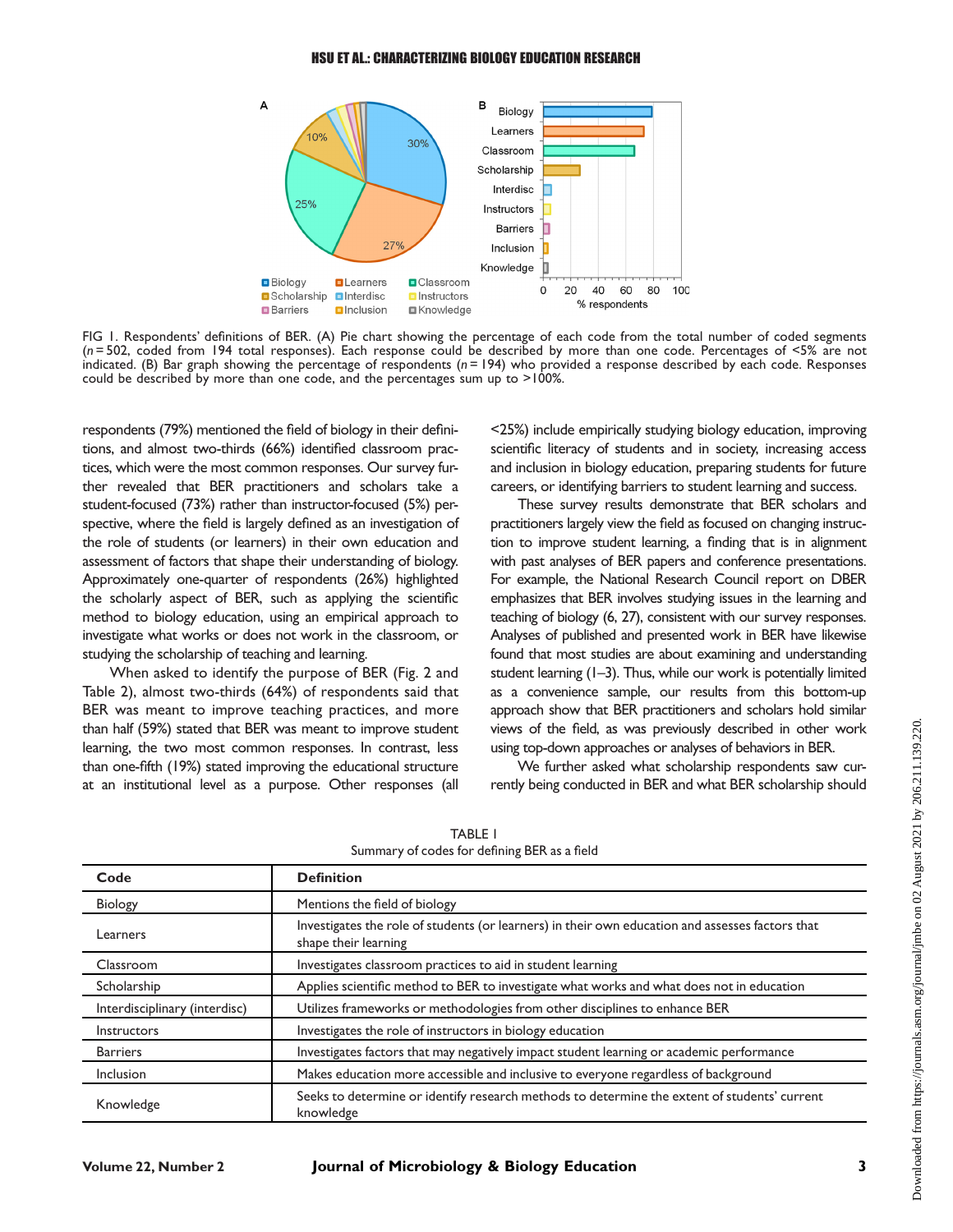FIG 1. Respondents' definitions of BER. (A) Pie chart showing the percentage of each code from the total number of coded segments ($n = 502$, coded from 194 total responses). Each response could be described by more than one code. Percentages of <5% are not indicated. (B) Bar graph showing the percentage of respondents ($n = 194$) who provided a response described by each code. Responses could be described by more than one code, and the percentages sum up to >100%.

respondents (79%) mentioned the field of biology in their definitions, and almost two-thirds (66%) identified classroom practices, which were the most common responses. Our survey further revealed that BER practitioners and scholars take a student-focused (73%) rather than instructor-focused (5%) perspective, where the field is largely defined as an investigation of the role of students (or learners) in their own education and assessment of factors that shape their understanding of biology. Approximately one-quarter of respondents (26%) highlighted the scholarly aspect of BER, such as applying the scientific method to biology education, using an empirical approach to investigate what works or does not work in the classroom, or studying the scholarship of teaching and learning.

When asked to identify the purpose of BER (Fig. 2 and Table 2), almost two-thirds (64%) of respondents said that BER was meant to improve teaching practices, and more than half (59%) stated that BER was meant to improve student learning, the two most common responses. In contrast, less than one-fifth (19%) stated improving the educational structure at an institutional level as a purpose. Other responses (all <25%) include empirically studying biology education, improving scientific literacy of students and in society, increasing access and inclusion in biology education, preparing students for future careers, or identifying barriers to student learning and success.

These survey results demonstrate that BER scholars and practitioners largely view the field as focused on changing instruction to improve student learning, a finding that is in alignment with past analyses of BER papers and conference presentations. For example, the National Research Council report on DBER emphasizes that BER involves studying issues in the learning and teaching of biology (6, 27), consistent with our survey responses. Analyses of published and presented work in BER have likewise found that most studies are about examining and understanding student learning (1–3). Thus, while our work is potentially limited as a convenience sample, our results from this bottom-up approach show that BER practitioners and scholars hold similar views of the field, as was previously described in other work using top-down approaches or analyses of behaviors in BER.

We further asked what scholarship respondents saw currently being conducted in BER and what BER scholarship should

TABLE 1
Summary of codes for defining BER as a field

| Code | Definition |
|---|---|
| Biology | Mentions the field of biology |
| Learners | Investigates the role of students (or learners) in their own education and assesses factors that shape their learning |
| Classroom | Investigates classroom practices to aid in student learning |
| Scholarship | Applies scientific method to BER to investigate what works and what does not in education |
| Interdisciplinary (interdisc) | Utilizes frameworks or methodologies from other disciplines to enhance BER |
| Instructors | Investigates the role of instructors in biology education |
| Barriers | Investigates factors that may negatively impact student learning or academic performance |
| Inclusion | Makes education more accessible and inclusive to everyone regardless of background |
| Knowledge | Seeks to determine or identify research methods to determine the extent of students' current knowledge |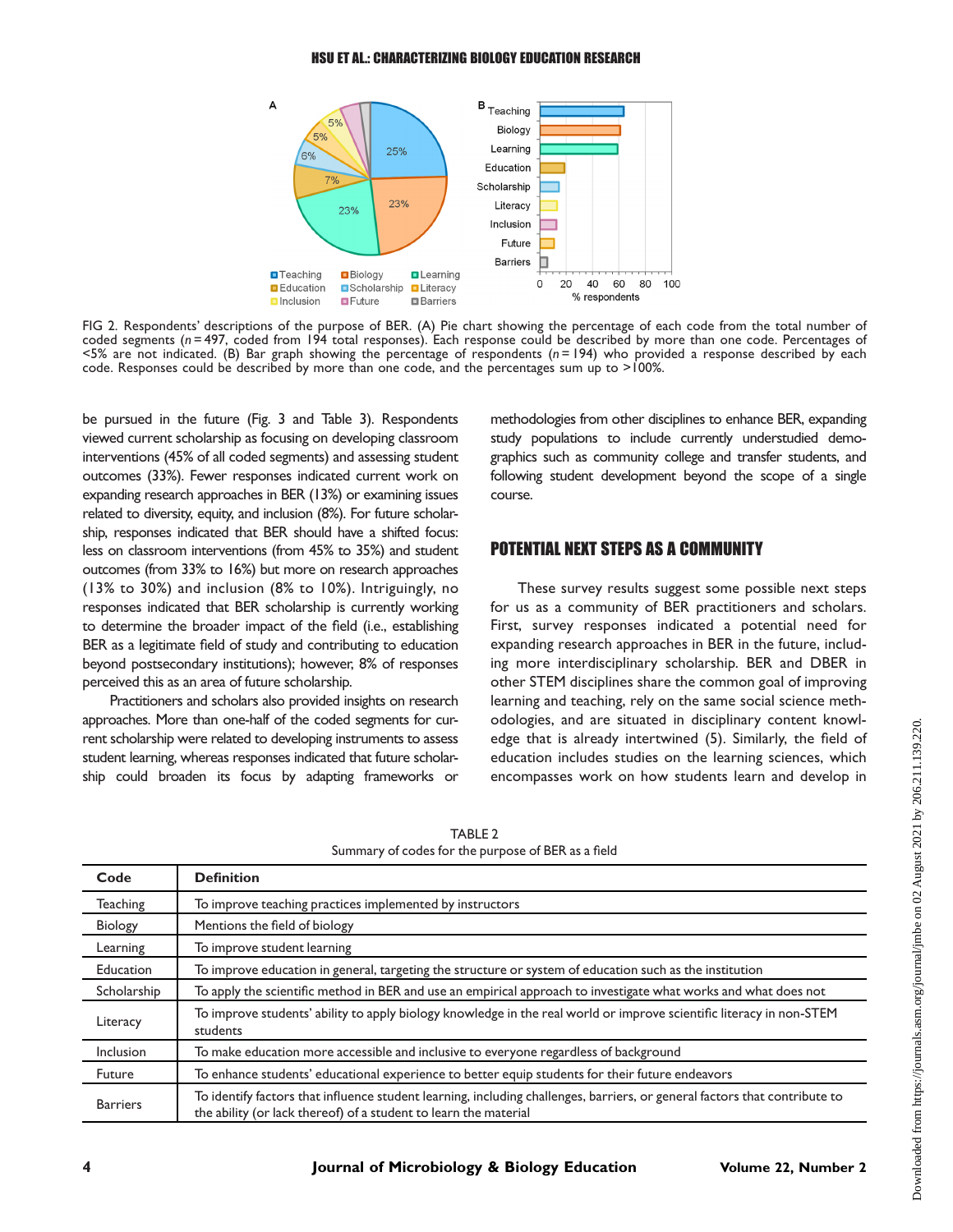FIG 2. Respondents' descriptions of the purpose of BER. (A) Pie chart showing the percentage of each code from the total number of coded segments ($n = 497$, coded from 194 total responses). Each response could be described by more than one code. Percentages of <5% are not indicated. (B) Bar graph showing the percentage of respondents ($n = 194$) who provided a response described by each code. Responses could be described by more than one code, and the percentages sum up to >100%.

be pursued in the future (Fig. 3 and Table 3). Respondents viewed current scholarship as focusing on developing classroom interventions (45% of all coded segments) and assessing student outcomes (33%). Fewer responses indicated current work on expanding research approaches in BER (13%) or examining issues related to diversity, equity, and inclusion (8%). For future scholarship, responses indicated that BER should have a shifted focus: less on classroom interventions (from 45% to 35%) and student outcomes (from 33% to 16%) but more on research approaches (13% to 30%) and inclusion (8% to 10%). Intriguingly, no responses indicated that BER scholarship is currently working to determine the broader impact of the field (i.e., establishing BER as a legitimate field of study and contributing to education beyond postsecondary institutions); however, 8% of responses perceived this as an area of future scholarship.

Practitioners and scholars also provided insights on research approaches. More than one-half of the coded segments for current scholarship were related to developing instruments to assess student learning, whereas responses indicated that future scholarship could broaden its focus by adapting frameworks or methodologies from other disciplines to enhance BER, expanding study populations to include currently understudied demographics such as community college and transfer students, and following student development beyond the scope of a single course.

## POTENTIAL NEXT STEPS AS A COMMUNITY

These survey results suggest some possible next steps for us as a community of BER practitioners and scholars. First, survey responses indicated a potential need for expanding research approaches in BER in the future, including more interdisciplinary scholarship. BER and DBER in other STEM disciplines share the common goal of improving learning and teaching, rely on the same social science methodologies, and are situated in disciplinary content knowledge that is already intertwined (5). Similarly, the field of education includes studies on the learning sciences, which encompasses work on how students learn and develop in

TABLE 2
Summary of codes for the purpose of BER as a field

| Code | Definition |
|---|---|
| Teaching | To improve teaching practices implemented by instructors |
| Biology | Mentions the field of biology |
| Learning | To improve student learning |
| Education | To improve education in general, targeting the structure or system of education such as the institution |
| Scholarship | To apply the scientific method in BER and use an empirical approach to investigate what works and what does not |
| Literacy | To improve students' ability to apply biology knowledge in the real world or improve scientific literacy in non-STEM students |
| Inclusion | To make education more accessible and inclusive to everyone regardless of background |
| Future | To enhance students' educational experience to better equip students for their future endeavors |
| Barriers | To identify factors that influence student learning, including challenges, barriers, or general factors that contribute to the ability (or lack thereof) of a student to learn the material |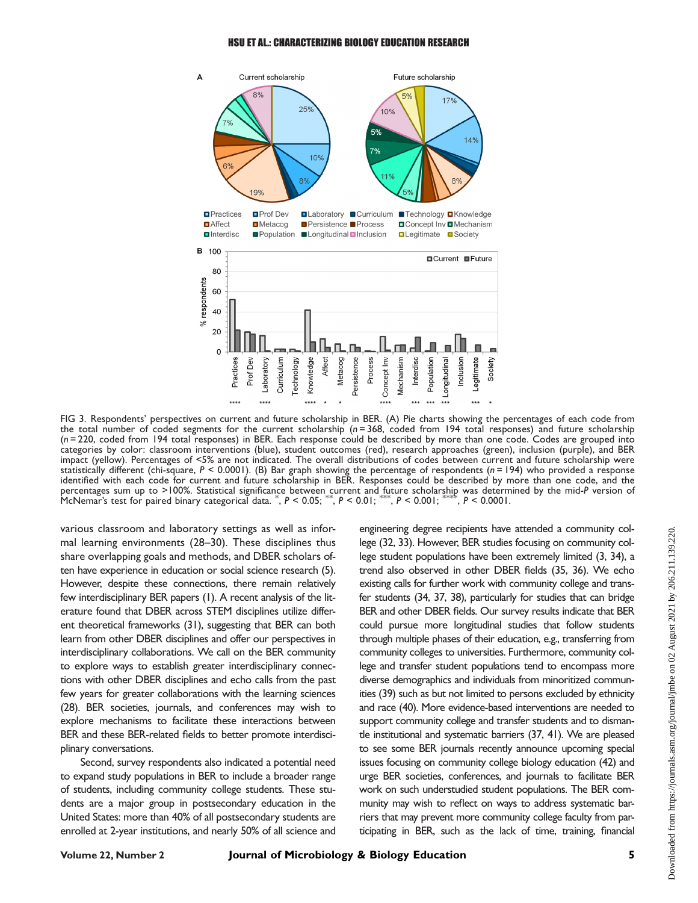FIG 3. Respondents' perspectives on current and future scholarship in BER. (A) Pie charts showing the percentages of each code from the total number of coded segments for the current scholarship ($n = 368$, coded from 194 total responses) and future scholarship ($n = 220$, coded from 194 total responses) in BER. Each response could be described by more than one code. Codes are grouped into categories by color: classroom interventions (blue), student outcomes (red), research approaches (green), inclusion (purple), and BER impact (yellow). Percentages of <5% are not indicated. The overall distributions of codes between current and future scholarship were statistically different (chi-square, $P < 0.0001$). (B) Bar graph showing the percentage of respondents ($n = 194$) who provided a response identified with each code for current and future scholarship in BER. Responses could be described by more than one code, and the percentages sum up to >100%. Statistical significance between current and future scholarship was determined by the mid-*P* version of McNemar's test for paired binary categorical data. *, $P < 0.05$; **, $P < 0.01$; ***, $P < 0.001$; ****, $P < 0.0001$.

various classroom and laboratory settings as well as informal learning environments (28–30). These disciplines thus share overlapping goals and methods, and DBER scholars often have experience in education or social science research (5). However, despite these connections, there remain relatively few interdisciplinary BER papers (1). A recent analysis of the literature found that DBER across STEM disciplines utilize different theoretical frameworks (31), suggesting that BER can both learn from other DBER disciplines and offer our perspectives in interdisciplinary collaborations. We call on the BER community to explore ways to establish greater interdisciplinary connections with other DBER disciplines and echo calls from the past few years for greater collaborations with the learning sciences (28). BER societies, journals, and conferences may wish to explore mechanisms to facilitate these interactions between BER and these BER-related fields to better promote interdisciplinary conversations.

Second, survey respondents also indicated a potential need to expand study populations in BER to include a broader range of students, including community college students. These students are a major group in postsecondary education in the United States: more than 40% of all postsecondary students are enrolled at 2-year institutions, and nearly 50% of all science and engineering degree recipients have attended a community college (32, 33). However, BER studies focusing on community college student populations have been extremely limited (3, 34), a trend also observed in other DBER fields (35, 36). We echo existing calls for further work with community college and transfer students (34, 37, 38), particularly for studies that can bridge BER and other DBER fields. Our survey results indicate that BER could pursue more longitudinal studies that follow students through multiple phases of their education, e.g., transferring from community colleges to universities. Furthermore, community college and transfer student populations tend to encompass more diverse demographics and individuals from minoritized communities (39) such as but not limited to persons excluded by ethnicity and race (40). More evidence-based interventions are needed to support community college and transfer students and to dismantle institutional and systematic barriers (37, 41). We are pleased to see some BER journals recently announce upcoming special issues focusing on community college biology education (42) and urge BER societies, conferences, and journals to facilitate BER work on such understudied student populations. The BER community may wish to reflect on ways to address systematic barriers that may prevent more community college faculty from participating in BER, such as the lack of time, training, financial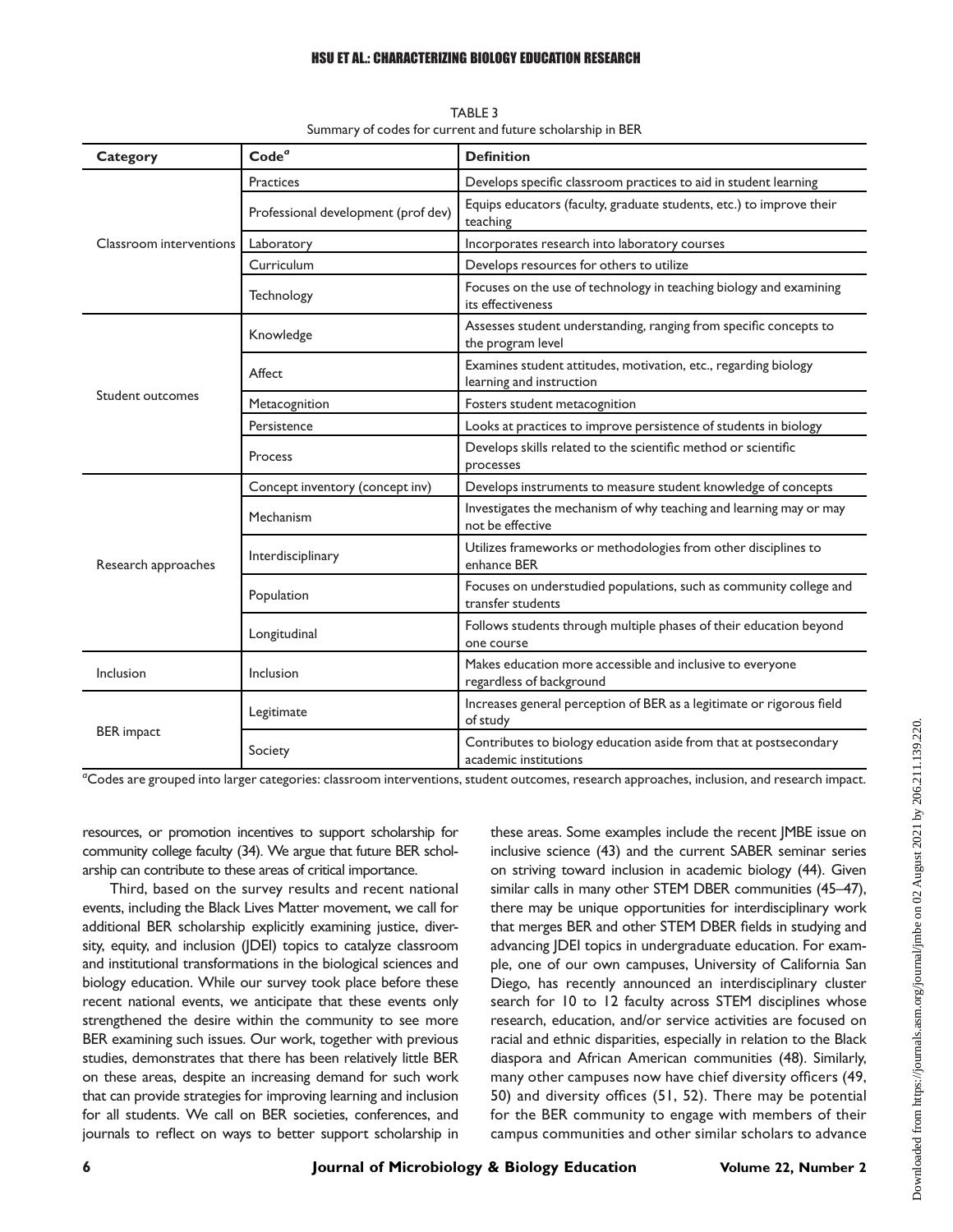TABLE 3
Summary of codes for current and future scholarship in BER

| Category | Code[a] | Definition |
|---|---|---|
| Classroom interventions | Practices | Develops specific classroom practices to aid in student learning |
| | Professional development (prof dev) | Equips educators (faculty, graduate students, etc.) to improve their teaching |
| | Laboratory | Incorporates research into laboratory courses |
| | Curriculum | Develops resources for others to utilize |
| | Technology | Focuses on the use of technology in teaching biology and examining its effectiveness |
| Student outcomes | Knowledge | Assesses student understanding, ranging from specific concepts to the program level |
| | Affect | Examines student attitudes, motivation, etc., regarding biology learning and instruction |
| | Metacognition | Fosters student metacognition |
| | Persistence | Looks at practices to improve persistence of students in biology |
| | Process | Develops skills related to the scientific method or scientific processes |
| Research approaches | Concept inventory (concept inv) | Develops instruments to measure student knowledge of concepts |
| | Mechanism | Investigates the mechanism of why teaching and learning may or may not be effective |
| | Interdisciplinary | Utilizes frameworks or methodologies from other disciplines to enhance BER |
| | Population | Focuses on understudied populations, such as community college and transfer students |
| | Longitudinal | Follows students through multiple phases of their education beyond one course |
| Inclusion | Inclusion | Makes education more accessible and inclusive to everyone regardless of background |
| BER impact | Legitimate | Increases general perception of BER as a legitimate or rigorous field of study |
| | Society | Contributes to biology education aside from that at postsecondary academic institutions |

[a]Codes are grouped into larger categories: classroom interventions, student outcomes, research approaches, inclusion, and research impact.

resources, or promotion incentives to support scholarship for community college faculty (34). We argue that future BER scholarship can contribute to these areas of critical importance.

Third, based on the survey results and recent national events, including the Black Lives Matter movement, we call for additional BER scholarship explicitly examining justice, diversity, equity, and inclusion (JDEI) topics to catalyze classroom and institutional transformations in the biological sciences and biology education. While our survey took place before these recent national events, we anticipate that these events only strengthened the desire within the community to see more BER examining such issues. Our work, together with previous studies, demonstrates that there has been relatively little BER on these areas, despite an increasing demand for such work that can provide strategies for improving learning and inclusion for all students. We call on BER societies, conferences, and journals to reflect on ways to better support scholarship in these areas. Some examples include the recent JMBE issue on inclusive science (43) and the current SABER seminar series on striving toward inclusion in academic biology (44). Given similar calls in many other STEM DBER communities (45–47), there may be unique opportunities for interdisciplinary work that merges BER and other STEM DBER fields in studying and advancing JDEI topics in undergraduate education. For example, one of our own campuses, University of California San Diego, has recently announced an interdisciplinary cluster search for 10 to 12 faculty across STEM disciplines whose research, education, and/or service activities are focused on racial and ethnic disparities, especially in relation to the Black diaspora and African American communities (48). Similarly, many other campuses now have chief diversity officers (49, 50) and diversity offices (51, 52). There may be potential for the BER community to engage with members of their campus communities and other similar scholars to advance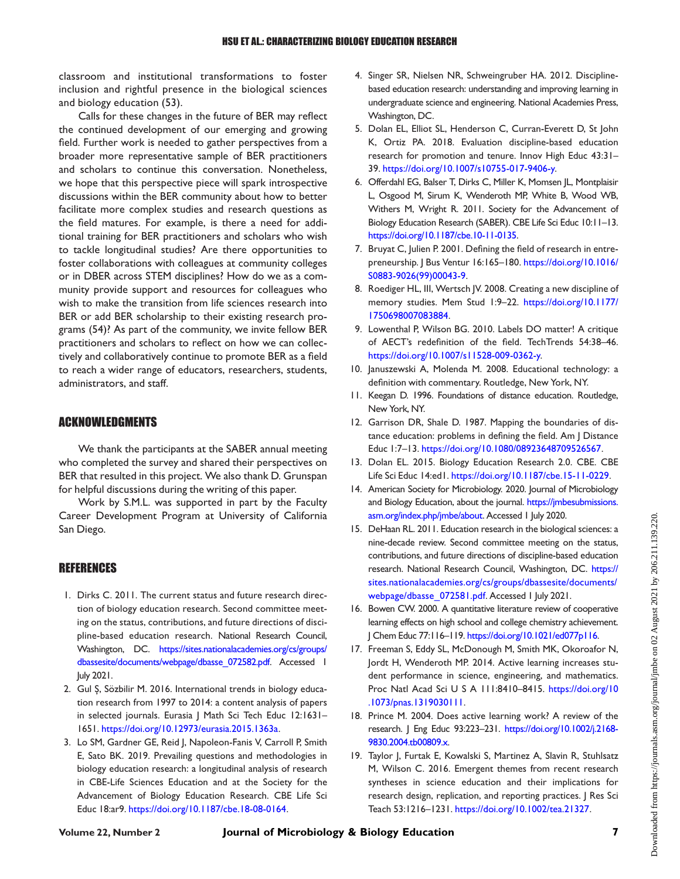classroom and institutional transformations to foster inclusion and rightful presence in the biological sciences and biology education (53).

Calls for these changes in the future of BER may reflect the continued development of our emerging and growing field. Further work is needed to gather perspectives from a broader more representative sample of BER practitioners and scholars to continue this conversation. Nonetheless, we hope that this perspective piece will spark introspective discussions within the BER community about how to better facilitate more complex studies and research questions as the field matures. For example, is there a need for additional training for BER practitioners and scholars who wish to tackle longitudinal studies? Are there opportunities to foster collaborations with colleagues at community colleges or in DBER across STEM disciplines? How do we as a community provide support and resources for colleagues who wish to make the transition from life sciences research into BER or add BER scholarship to their existing research programs (54)? As part of the community, we invite fellow BER practitioners and scholars to reflect on how we can collectively and collaboratively continue to promote BER as a field to reach a wider range of educators, researchers, students, administrators, and staff.

## ACKNOWLEDGMENTS

We thank the participants at the SABER annual meeting who completed the survey and shared their perspectives on BER that resulted in this project. We also thank D. Grunspan for helpful discussions during the writing of this paper.

Work by S.M.L. was supported in part by the Faculty Career Development Program at University of California San Diego.

## REFERENCES

1. Dirks C. 2011. The current status and future research direction of biology education research. Second committee meeting on the status, contributions, and future directions of discipline-based education research. National Research Council, Washington, DC. https://sites.nationalacademies.org/cs/groups/dbassesite/documents/webpage/dbasse_072582.pdf. Accessed 1 July 2021.
2. Gul Ş, Sözbilir M. 2016. International trends in biology education research from 1997 to 2014: a content analysis of papers in selected journals. Eurasia J Math Sci Tech Educ 12:1631–1651. https://doi.org/10.12973/eurasia.2015.1363a.
3. Lo SM, Gardner GE, Reid J, Napoleon-Fanis V, Carroll P, Smith E, Sato BK. 2019. Prevailing questions and methodologies in biology education research: a longitudinal analysis of research in CBE-Life Sciences Education and at the Society for the Advancement of Biology Education Research. CBE Life Sci Educ 18:ar9. https://doi.org/10.1187/cbe.18-08-0164.
4. Singer SR, Nielsen NR, Schweingruber HA. 2012. Discipline-based education research: understanding and improving learning in undergraduate science and engineering. National Academies Press, Washington, DC.
5. Dolan EL, Elliot SL, Henderson C, Curran-Everett D, St John K, Ortiz PA. 2018. Evaluation discipline-based education research for promotion and tenure. Innov High Educ 43:31–39. https://doi.org/10.1007/s10755-017-9406-y.
6. Offerdahl EG, Balser T, Dirks C, Miller K, Momsen JL, Montplaisir L, Osgood M, Sirum K, Wenderoth MP, White B, Wood WB, Withers M, Wright R. 2011. Society for the Advancement of Biology Education Research (SABER). CBE Life Sci Educ 10:11–13. https://doi.org/10.1187/cbe.10-11-0135.
7. Bruyat C, Julien P. 2001. Defining the field of research in entrepreneurship. J Bus Ventur 16:165–180. https://doi.org/10.1016/S0883-9026(99)00043-9.
8. Roediger HL, III, Wertsch JV. 2008. Creating a new discipline of memory studies. Mem Stud 1:9–22. https://doi.org/10.1177/1750698007083884.
9. Lowenthal P, Wilson BG. 2010. Labels DO matter! A critique of AECT's redefinition of the field. TechTrends 54:38–46. https://doi.org/10.1007/s11528-009-0362-y.
10. Januszewski A, Molenda M. 2008. Educational technology: a definition with commentary. Routledge, New York, NY.
11. Keegan D. 1996. Foundations of distance education. Routledge, New York, NY.
12. Garrison DR, Shale D. 1987. Mapping the boundaries of distance education: problems in defining the field. Am J Distance Educ 1:7–13. https://doi.org/10.1080/08923648709526567.
13. Dolan EL. 2015. Biology Education Research 2.0. CBE. CBE Life Sci Educ 14:ed1. https://doi.org/10.1187/cbe.15-11-0229.
14. American Society for Microbiology. 2020. Journal of Microbiology and Biology Education, about the journal. https://jmbesubmissions.asm.org/index.php/jmbe/about. Accessed 1 July 2020.
15. DeHaan RL. 2011. Education research in the biological sciences: a nine-decade review. Second committee meeting on the status, contributions, and future directions of discipline-based education research. National Research Council, Washington, DC. https://sites.nationalacademies.org/cs/groups/dbassesite/documents/webpage/dbasse_072581.pdf. Accessed 1 July 2021.
16. Bowen CW. 2000. A quantitative literature review of cooperative learning effects on high school and college chemistry achievement. J Chem Educ 77:116–119. https://doi.org/10.1021/ed077p116.
17. Freeman S, Eddy SL, McDonough M, Smith MK, Okoroafor N, Jordt H, Wenderoth MP. 2014. Active learning increases student performance in science, engineering, and mathematics. Proc Natl Acad Sci U S A 111:8410–8415. https://doi.org/10.1073/pnas.1319030111.
18. Prince M. 2004. Does active learning work? A review of the research. J Eng Educ 93:223–231. https://doi.org/10.1002/j.2168-9830.2004.tb00809.x.
19. Taylor J, Furtak E, Kowalski S, Martinez A, Slavin R, Stuhlsatz M, Wilson C. 2016. Emergent themes from recent research syntheses in science education and their implications for research design, replication, and reporting practices. J Res Sci Teach 53:1216–1231. https://doi.org/10.1002/tea.21327.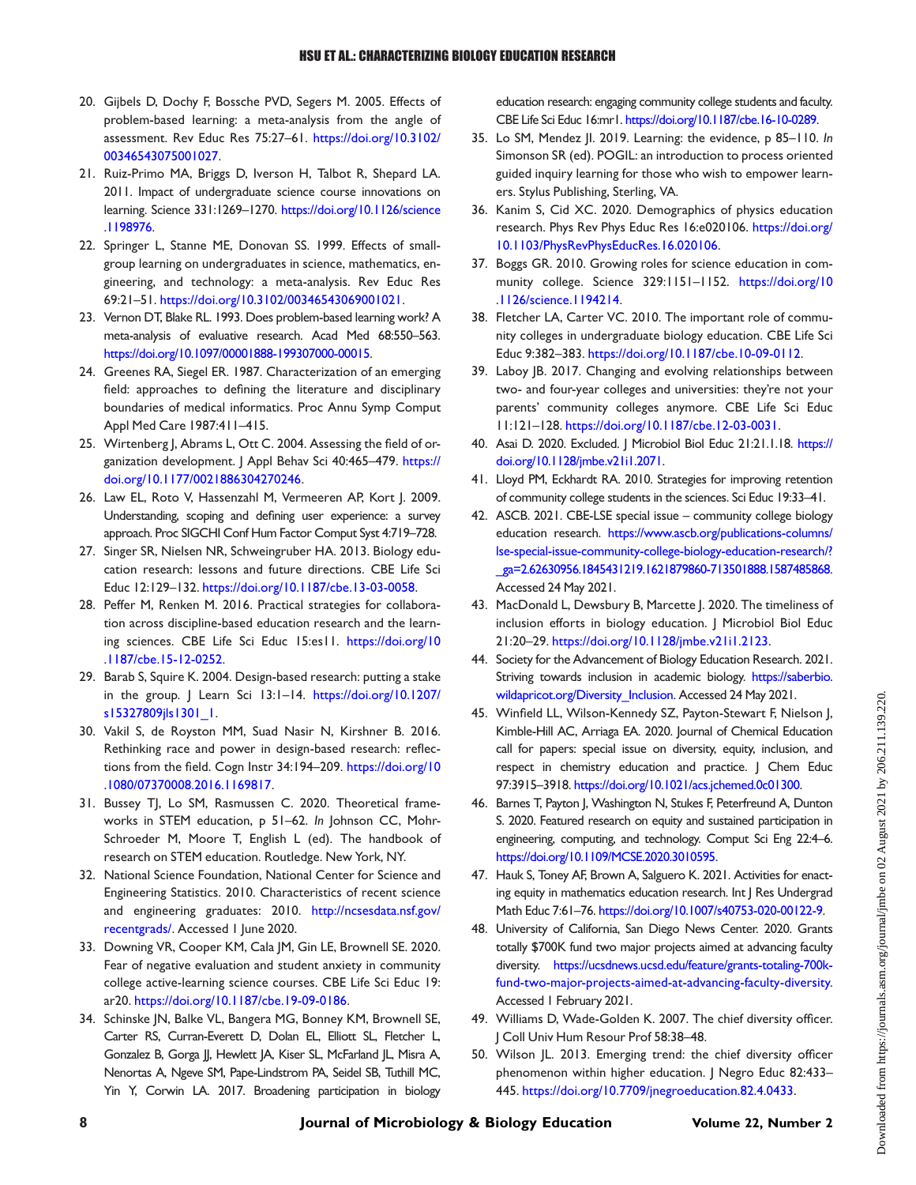20. Gijbels D, Dochy F, Bossche PVD, Segers M. 2005. Effects of problem-based learning: a meta-analysis from the angle of assessment. Rev Educ Res 75:27–61. https://doi.org/10.3102/00346543075001027.
21. Ruiz-Primo MA, Briggs D, Iverson H, Talbot R, Shepard LA. 2011. Impact of undergraduate science course innovations on learning. Science 331:1269–1270. https://doi.org/10.1126/science.1198976.
22. Springer L, Stanne ME, Donovan SS. 1999. Effects of small-group learning on undergraduates in science, mathematics, engineering, and technology: a meta-analysis. Rev Educ Res 69:21–51. https://doi.org/10.3102/00346543069001021.
23. Vernon DT, Blake RL. 1993. Does problem-based learning work? A meta-analysis of evaluative research. Acad Med 68:550–563. https://doi.org/10.1097/00001888-199307000-00015.
24. Greenes RA, Siegel ER. 1987. Characterization of an emerging field: approaches to defining the literature and disciplinary boundaries of medical informatics. Proc Annu Symp Comput Appl Med Care 1987:411–415.
25. Wirtenberg J, Abrams L, Ott C. 2004. Assessing the field of organization development. J Appl Behav Sci 40:465–479. https://doi.org/10.1177/0021886304270246.
26. Law EL, Roto V, Hassenzahl M, Vermeeren AP, Kort J. 2009. Understanding, scoping and defining user experience: a survey approach. Proc SIGCHI Conf Hum Factor Comput Syst 4:719–728.
27. Singer SR, Nielsen NR, Schweingruber HA. 2013. Biology education research: lessons and future directions. CBE Life Sci Educ 12:129–132. https://doi.org/10.1187/cbe.13-03-0058.
28. Peffer M, Renken M. 2016. Practical strategies for collaboration across discipline-based education research and the learning sciences. CBE Life Sci Educ 15:es11. https://doi.org/10.1187/cbe.15-12-0252.
29. Barab S, Squire K. 2004. Design-based research: putting a stake in the group. J Learn Sci 13:1–14. https://doi.org/10.1207/s15327809jls1301_1.
30. Vakil S, de Royston MM, Suad Nasir N, Kirshner B. 2016. Rethinking race and power in design-based research: reflections from the field. Cogn Instr 34:194–209. https://doi.org/10.1080/07370008.2016.1169817.
31. Bussey TJ, Lo SM, Rasmussen C. 2020. Theoretical frameworks in STEM education, p 51–62. *In* Johnson CC, Mohr-Schroeder M, Moore T, English L (ed). The handbook of research on STEM education. Routledge. New York, NY.
32. National Science Foundation, National Center for Science and Engineering Statistics. 2010. Characteristics of recent science and engineering graduates: 2010. http://ncsesdata.nsf.gov/recentgrads/. Accessed 1 June 2020.
33. Downing VR, Cooper KM, Cala JM, Gin LE, Brownell SE. 2020. Fear of negative evaluation and student anxiety in community college active-learning science courses. CBE Life Sci Educ 19:ar20. https://doi.org/10.1187/cbe.19-09-0186.
34. Schinske JN, Balke VL, Bangera MG, Bonney KM, Brownell SE, Carter RS, Curran-Everett D, Dolan EL, Elliott SL, Fletcher L, Gonzalez B, Gorga JJ, Hewlett JA, Kiser SL, McFarland JL, Misra A, Nenortas A, Ngeve SM, Pape-Lindstrom PA, Seidel SB, Tuthill MC, Yin Y, Corwin LA. 2017. Broadening participation in biology education research: engaging community college students and faculty. CBE Life Sci Educ 16:mr1. https://doi.org/10.1187/cbe.16-10-0289.
35. Lo SM, Mendez JI. 2019. Learning: the evidence, p 85–110. *In* Simonson SR (ed). POGIL: an introduction to process oriented guided inquiry learning for those who wish to empower learners. Stylus Publishing, Sterling, VA.
36. Kanim S, Cid XC. 2020. Demographics of physics education research. Phys Rev Phys Educ Res 16:e020106. https://doi.org/10.1103/PhysRevPhysEducRes.16.020106.
37. Boggs GR. 2010. Growing roles for science education in community college. Science 329:1151–1152. https://doi.org/10.1126/science.1194214.
38. Fletcher LA, Carter VC. 2010. The important role of community colleges in undergraduate biology education. CBE Life Sci Educ 9:382–383. https://doi.org/10.1187/cbe.10-09-0112.
39. Laboy JB. 2017. Changing and evolving relationships between two- and four-year colleges and universities: they're not your parents' community colleges anymore. CBE Life Sci Educ 11:121–128. https://doi.org/10.1187/cbe.12-03-0031.
40. Asai D. 2020. Excluded. J Microbiol Biol Educ 21:21.1.18. https://doi.org/10.1128/jmbe.v21i1.2071.
41. Lloyd PM, Eckhardt RA. 2010. Strategies for improving retention of community college students in the sciences. Sci Educ 19:33–41.
42. ASCB. 2021. CBE-LSE special issue – community college biology education research. https://www.ascb.org/publications-columns/lse-special-issue-community-college-biology-education-research/?_ga=2.62630956.1845431219.1621879860-713501888.1587485868. Accessed 24 May 2021.
43. MacDonald L, Dewsbury B, Marcette J. 2020. The timeliness of inclusion efforts in biology education. J Microbiol Biol Educ 21:20–29. https://doi.org/10.1128/jmbe.v21i1.2123.
44. Society for the Advancement of Biology Education Research. 2021. Striving towards inclusion in academic biology. https://saberbio.wildapricot.org/Diversity_Inclusion. Accessed 24 May 2021.
45. Winfield LL, Wilson-Kennedy SZ, Payton-Stewart F, Nielson J, Kimble-Hill AC, Arriaga EA. 2020. Journal of Chemical Education call for papers: special issue on diversity, equity, inclusion, and respect in chemistry education and practice. J Chem Educ 97:3915–3918. https://doi.org/10.1021/acs.jchemed.0c01300.
46. Barnes T, Payton J, Washington N, Stukes F, Peterfreund A, Dunton S. 2020. Featured research on equity and sustained participation in engineering, computing, and technology. Comput Sci Eng 22:4–6. https://doi.org/10.1109/MCSE.2020.3010595.
47. Hauk S, Toney AF, Brown A, Salguero K. 2021. Activities for enacting equity in mathematics education research. Int J Res Undergrad Math Educ 7:61–76. https://doi.org/10.1007/s40753-020-00122-9.
48. University of California, San Diego News Center. 2020. Grants totally $700K fund two major projects aimed at advancing faculty diversity. https://ucsdnews.ucsd.edu/feature/grants-totaling-700k-fund-two-major-projects-aimed-at-advancing-faculty-diversity. Accessed 1 February 2021.
49. Williams D, Wade-Golden K. 2007. The chief diversity officer. J Coll Univ Hum Resour Prof 58:38–48.
50. Wilson JL. 2013. Emerging trend: the chief diversity officer phenomenon within higher education. J Negro Educ 82:433–445. https://doi.org/10.7709/jnegroeducation.82.4.0433.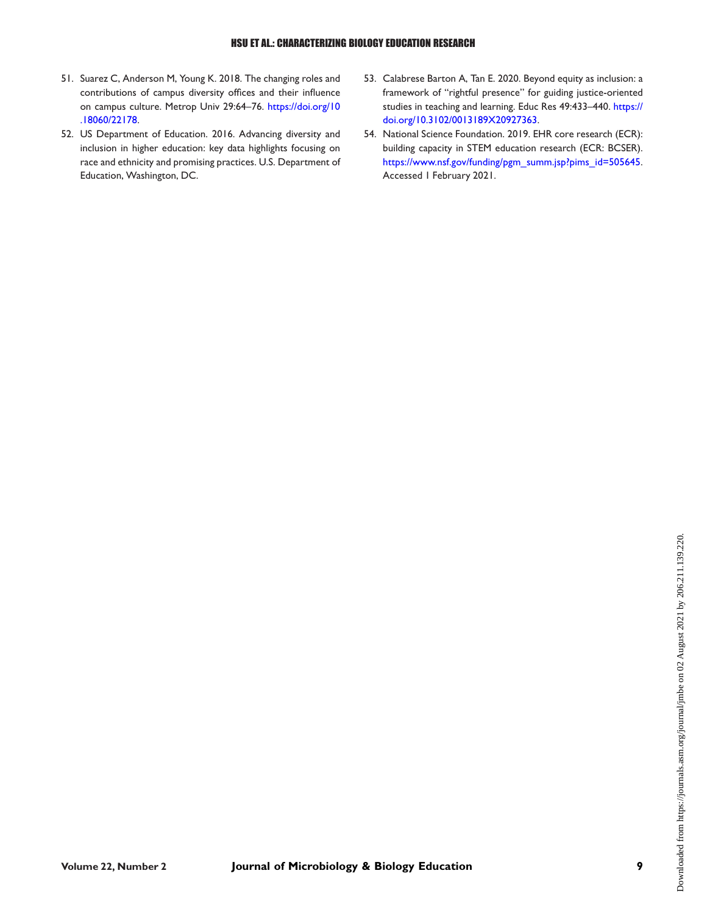51. Suarez C, Anderson M, Young K. 2018. The changing roles and contributions of campus diversity offices and their influence on campus culture. Metrop Univ 29:64–76. https://doi.org/10.18060/22178.
52. US Department of Education. 2016. Advancing diversity and inclusion in higher education: key data highlights focusing on race and ethnicity and promising practices. U.S. Department of Education, Washington, DC.
53. Calabrese Barton A, Tan E. 2020. Beyond equity as inclusion: a framework of "rightful presence" for guiding justice-oriented studies in teaching and learning. Educ Res 49:433–440. https://doi.org/10.3102/0013189X20927363.
54. National Science Foundation. 2019. EHR core research (ECR): building capacity in STEM education research (ECR: BCSER). https://www.nsf.gov/funding/pgm_summ.jsp?pims_id=505645. Accessed 1 February 2021.